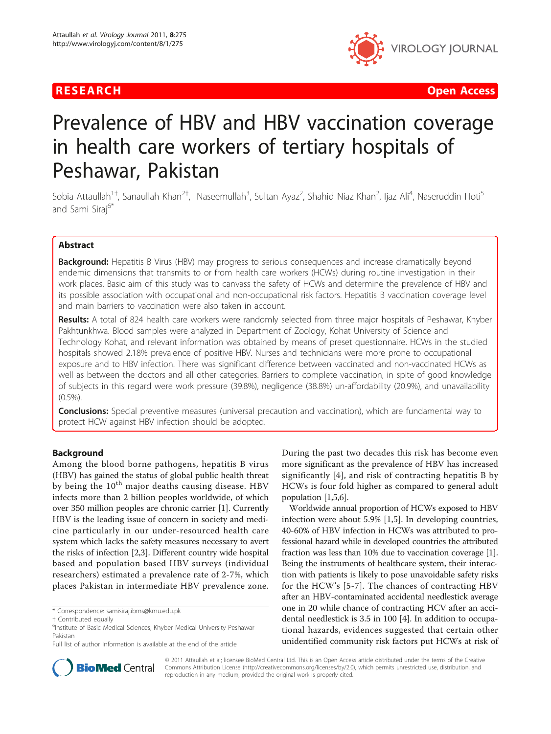RESEARCH Open Access

# Prevalence of HBV and HBV vaccination coverage in health care workers of tertiary hospitals of Peshawar, Pakistan

Sobia Attaullah[1†], Sanaullah Khan[2†], Naseemullah[3], Sultan Ayaz[2], Shahid Niaz Khan[2], Ijaz Ali[4], Naseruddin Hoti[5] and Sami Siraj[6*]

## Abstract

**Background:** Hepatitis B Virus (HBV) may progress to serious consequences and increase dramatically beyond endemic dimensions that transmits to or from health care workers (HCWs) during routine investigation in their work places. Basic aim of this study was to canvass the safety of HCWs and determine the prevalence of HBV and its possible association with occupational and non-occupational risk factors. Hepatitis B vaccination coverage level and main barriers to vaccination were also taken in account.

**Results:** A total of 824 health care workers were randomly selected from three major hospitals of Peshawar, Khyber Pakhtunkhwa. Blood samples were analyzed in Department of Zoology, Kohat University of Science and Technology Kohat, and relevant information was obtained by means of preset questionnaire. HCWs in the studied hospitals showed 2.18% prevalence of positive HBV. Nurses and technicians were more prone to occupational exposure and to HBV infection. There was significant difference between vaccinated and non-vaccinated HCWs as well as between the doctors and all other categories. Barriers to complete vaccination, in spite of good knowledge of subjects in this regard were work pressure (39.8%), negligence (38.8%) un-affordability (20.9%), and unavailability (0.5%).

**Conclusions:** Special preventive measures (universal precaution and vaccination), which are fundamental way to protect HCW against HBV infection should be adopted.

## Background

Among the blood borne pathogens, hepatitis B virus (HBV) has gained the status of global public health threat by being the 10th major deaths causing disease. HBV infects more than 2 billion peoples worldwide, of which over 350 million peoples are chronic carrier [1]. Currently HBV is the leading issue of concern in society and medicine particularly in our under-resourced health care system which lacks the safety measures necessary to avert the risks of infection [2,3]. Different country wide hospital based and population based HBV surveys (individual researchers) estimated a prevalence rate of 2-7%, which places Pakistan in intermediate HBV prevalence zone. During the past two decades this risk has become even more significant as the prevalence of HBV has increased significantly [4], and risk of contracting hepatitis B by HCWs is four fold higher as compared to general adult population [1,5,6].

Worldwide annual proportion of HCWs exposed to HBV infection were about 5.9% [1,5]. In developing countries, 40-60% of HBV infection in HCWs was attributed to professional hazard while in developed countries the attributed fraction was less than 10% due to vaccination coverage [1]. Being the instruments of healthcare system, their interaction with patients is likely to pose unavoidable safety risks for the HCW's [5-7]. The chances of contracting HBV after an HBV-contaminated accidental needlestick average one in 20 while chance of contracting HCV after an accidental needlestick is 3.5 in 100 [4]. In addition to occupational hazards, evidences suggested that certain other unidentified community risk factors put HCWs at risk of

\* Correspondence: samisiraj.ibms@kmu.edu.pk
† Contributed equally
[6]Institute of Basic Medical Sciences, Khyber Medical University Peshawar Pakistan
Full list of author information is available at the end of the article

© 2011 Attaullah et al; licensee BioMed Central Ltd. This is an Open Access article distributed under the terms of the Creative Commons Attribution License (http://creativecommons.org/licenses/by/2.0), which permits unrestricted use, distribution, and reproduction in any medium, provided the original work is properly cited.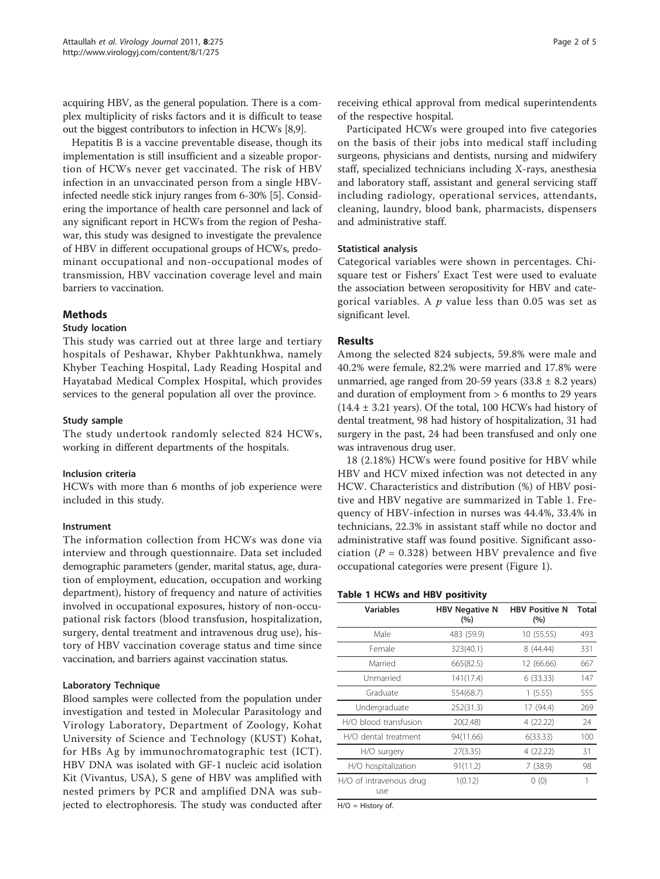acquiring HBV, as the general population. There is a complex multiplicity of risks factors and it is difficult to tease out the biggest contributors to infection in HCWs [8,9].

Hepatitis B is a vaccine preventable disease, though its implementation is still insufficient and a sizeable proportion of HCWs never get vaccinated. The risk of HBV infection in an unvaccinated person from a single HBV-infected needle stick injury ranges from 6-30% [5]. Considering the importance of health care personnel and lack of any significant report in HCWs from the region of Peshawar, this study was designed to investigate the prevalence of HBV in different occupational groups of HCWs, predominant occupational and non-occupational modes of transmission, HBV vaccination coverage level and main barriers to vaccination.

## Methods

### Study location

This study was carried out at three large and tertiary hospitals of Peshawar, Khyber Pakhtunkhwa, namely Khyber Teaching Hospital, Lady Reading Hospital and Hayatabad Medical Complex Hospital, which provides services to the general population all over the province.

### Study sample

The study undertook randomly selected 824 HCWs, working in different departments of the hospitals.

### Inclusion criteria

HCWs with more than 6 months of job experience were included in this study.

### Instrument

The information collection from HCWs was done via interview and through questionnaire. Data set included demographic parameters (gender, marital status, age, duration of employment, education, occupation and working department), history of frequency and nature of activities involved in occupational exposures, history of non-occupational risk factors (blood transfusion, hospitalization, surgery, dental treatment and intravenous drug use), history of HBV vaccination coverage status and time since vaccination, and barriers against vaccination status.

### Laboratory Technique

Blood samples were collected from the population under investigation and tested in Molecular Parasitology and Virology Laboratory, Department of Zoology, Kohat University of Science and Technology (KUST) Kohat, for HBs Ag by immunochromatographic test (ICT). HBV DNA was isolated with GF-1 nucleic acid isolation Kit (Vivantus, USA), S gene of HBV was amplified with nested primers by PCR and amplified DNA was subjected to electrophoresis. The study was conducted after receiving ethical approval from medical superintendents of the respective hospital.

Participated HCWs were grouped into five categories on the basis of their jobs into medical staff including surgeons, physicians and dentists, nursing and midwifery staff, specialized technicians including X-rays, anesthesia and laboratory staff, assistant and general servicing staff including radiology, operational services, attendants, cleaning, laundry, blood bank, pharmacists, dispensers and administrative staff.

### Statistical analysis

Categorical variables were shown in percentages. Chi-square test or Fishers' Exact Test were used to evaluate the association between seropositivity for HBV and categorical variables. A $p$ value less than 0.05 was set as significant level.

## Results

Among the selected 824 subjects, 59.8% were male and 40.2% were female, 82.2% were married and 17.8% were unmarried, age ranged from 20-59 years (33.8 ± 8.2 years) and duration of employment from > 6 months to 29 years (14.4 ± 3.21 years). Of the total, 100 HCWs had history of dental treatment, 98 had history of hospitalization, 31 had surgery in the past, 24 had been transfused and only one was intravenous drug user.

18 (2.18%) HCWs were found positive for HBV while HBV and HCV mixed infection was not detected in any HCW. Characteristics and distribution (%) of HBV positive and HBV negative are summarized in Table 1. Frequency of HBV-infection in nurses was 44.4%, 33.4% in technicians, 22.3% in assistant staff while no doctor and administrative staff was found positive. Significant association ($P$ = 0.328) between HBV prevalence and five occupational categories were present (Figure 1).

**Table 1 HCWs and HBV positivity**

| Variables | HBV Negative N (%) | HBV Positive N (%) | Total |
|---|---|---|---|
| Male | 483 (59.9) | 10 (55.55) | 493 |
| Female | 323(40.1) | 8 (44.44) | 331 |
| Married | 665(82.5) | 12 (66.66) | 667 |
| Unmarried | 141(17.4) | 6 (33.33) | 147 |
| Graduate | 554(68.7) | 1 (5.55) | 555 |
| Undergraduate | 252(31.3) | 17 (94.4) | 269 |
| H/O blood transfusion | 20(2.48) | 4 (22.22) | 24 |
| H/O dental treatment | 94(11.66) | 6(33.33) | 100 |
| H/O surgery | 27(3.35) | 4 (22.22) | 31 |
| H/O hospitalization | 91(11.2) | 7 (38.9) | 98 |
| H/O of intravenous drug use | 1(0.12) | 0 (0) | 1 |

H/O = History of.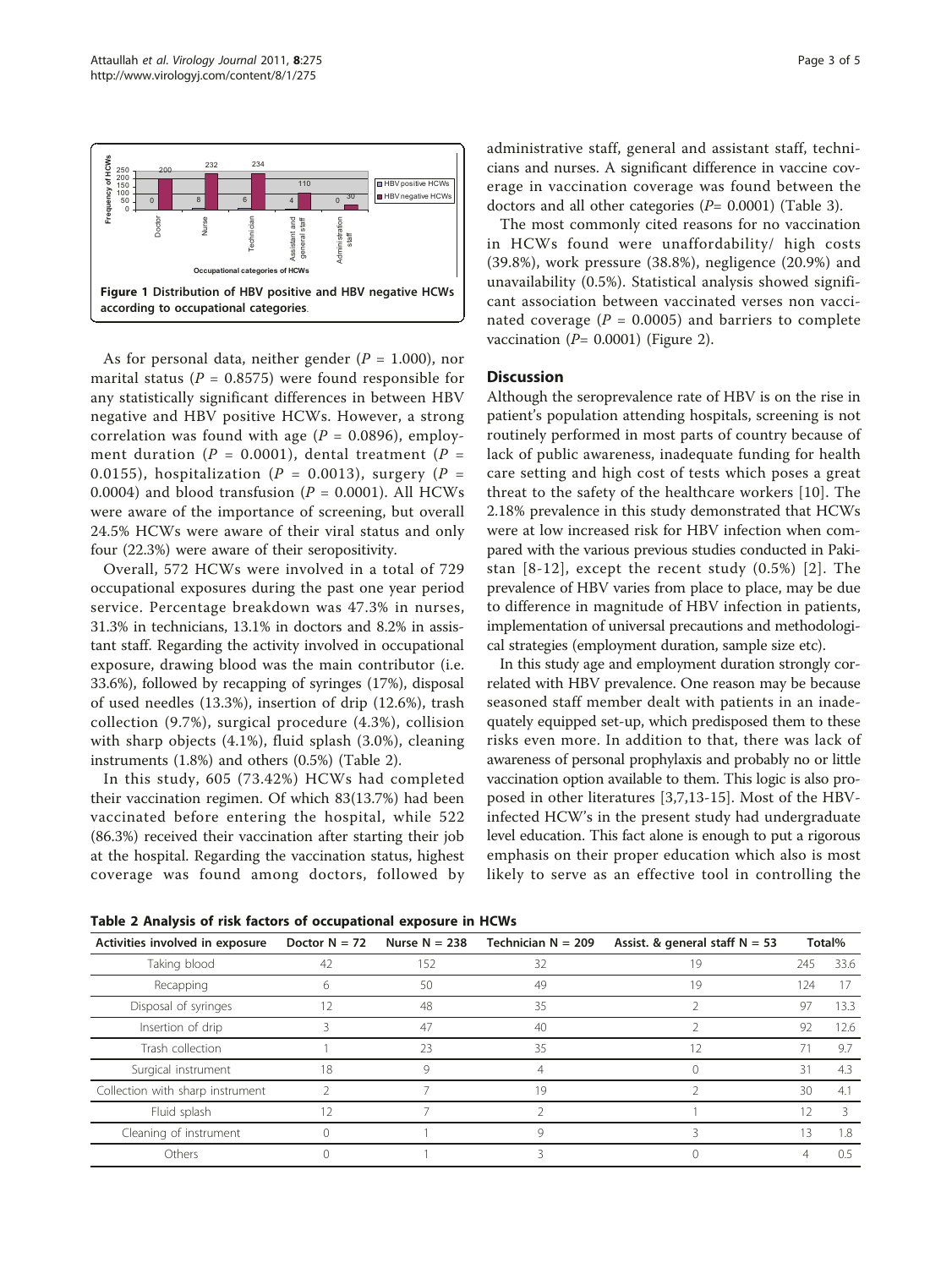Figure 1 Distribution of HBV positive and HBV negative HCWs according to occupational categories.

As for personal data, neither gender ($P$ = 1.000), nor marital status ($P$ = 0.8575) were found responsible for any statistically significant differences in between HBV negative and HBV positive HCWs. However, a strong correlation was found with age ($P$ = 0.0896), employment duration ($P$ = 0.0001), dental treatment ($P$ = 0.0155), hospitalization ($P$ = 0.0013), surgery ($P$ = 0.0004) and blood transfusion ($P$ = 0.0001). All HCWs were aware of the importance of screening, but overall 24.5% HCWs were aware of their viral status and only four (22.3%) were aware of their seropositivity.

Overall, 572 HCWs were involved in a total of 729 occupational exposures during the past one year period service. Percentage breakdown was 47.3% in nurses, 31.3% in technicians, 13.1% in doctors and 8.2% in assistant staff. Regarding the activity involved in occupational exposure, drawing blood was the main contributor (i.e. 33.6%), followed by recapping of syringes (17%), disposal of used needles (13.3%), insertion of drip (12.6%), trash collection (9.7%), surgical procedure (4.3%), collision with sharp objects (4.1%), fluid splash (3.0%), cleaning instruments (1.8%) and others (0.5%) (Table 2).

In this study, 605 (73.42%) HCWs had completed their vaccination regimen. Of which 83(13.7%) had been vaccinated before entering the hospital, while 522 (86.3%) received their vaccination after starting their job at the hospital. Regarding the vaccination status, highest coverage was found among doctors, followed by administrative staff, general and assistant staff, technicians and nurses. A significant difference in vaccine coverage in vaccination coverage was found between the doctors and all other categories ($P$= 0.0001) (Table 3).

The most commonly cited reasons for no vaccination in HCWs found were unaffordability/ high costs (39.8%), work pressure (38.8%), negligence (20.9%) and unavailability (0.5%). Statistical analysis showed significant association between vaccinated verses non vaccinated coverage ($P$ = 0.0005) and barriers to complete vaccination ($P$= 0.0001) (Figure 2).

## Discussion

Although the seroprevalence rate of HBV is on the rise in patient's population attending hospitals, screening is not routinely performed in most parts of country because of lack of public awareness, inadequate funding for health care setting and high cost of tests which poses a great threat to the safety of the healthcare workers [10]. The 2.18% prevalence in this study demonstrated that HCWs were at low increased risk for HBV infection when compared with the various previous studies conducted in Pakistan [8-12], except the recent study (0.5%) [2]. The prevalence of HBV varies from place to place, may be due to difference in magnitude of HBV infection in patients, implementation of universal precautions and methodological strategies (employment duration, sample size etc).

In this study age and employment duration strongly correlated with HBV prevalence. One reason may be because seasoned staff member dealt with patients in an inadequately equipped set-up, which predisposed them to these risks even more. In addition to that, there was lack of awareness of personal prophylaxis and probably no or little vaccination option available to them. This logic is also proposed in other literatures [3,7,13-15]. Most of the HBV-infected HCW's in the present study had undergraduate level education. This fact alone is enough to put a rigorous emphasis on their proper education which also is most likely to serve as an effective tool in controlling the

**Table 2 Analysis of risk factors of occupational exposure in HCWs**

| Activities involved in exposure | Doctor N = 72 | Nurse N = 238 | Technician N = 209 | Assist. & general staff N = 53 | Total% | |
|---|---|---|---|---|---|---|
| Taking blood | 42 | 152 | 32 | 19 | 245 | 33.6 |
| Recapping | 6 | 50 | 49 | 19 | 124 | 17 |
| Disposal of syringes | 12 | 48 | 35 | 2 | 97 | 13.3 |
| Insertion of drip | 3 | 47 | 40 | 2 | 92 | 12.6 |
| Trash collection | 1 | 23 | 35 | 12 | 71 | 9.7 |
| Surgical instrument | 18 | 9 | 4 | 0 | 31 | 4.3 |
| Collection with sharp instrument | 2 | 7 | 19 | 2 | 30 | 4.1 |
| Fluid splash | 12 | 7 | 2 | 1 | 12 | 3 |
| Cleaning of instrument | 0 | 1 | 9 | 3 | 13 | 1.8 |
| Others | 0 | 1 | 3 | 0 | 4 | 0.5 |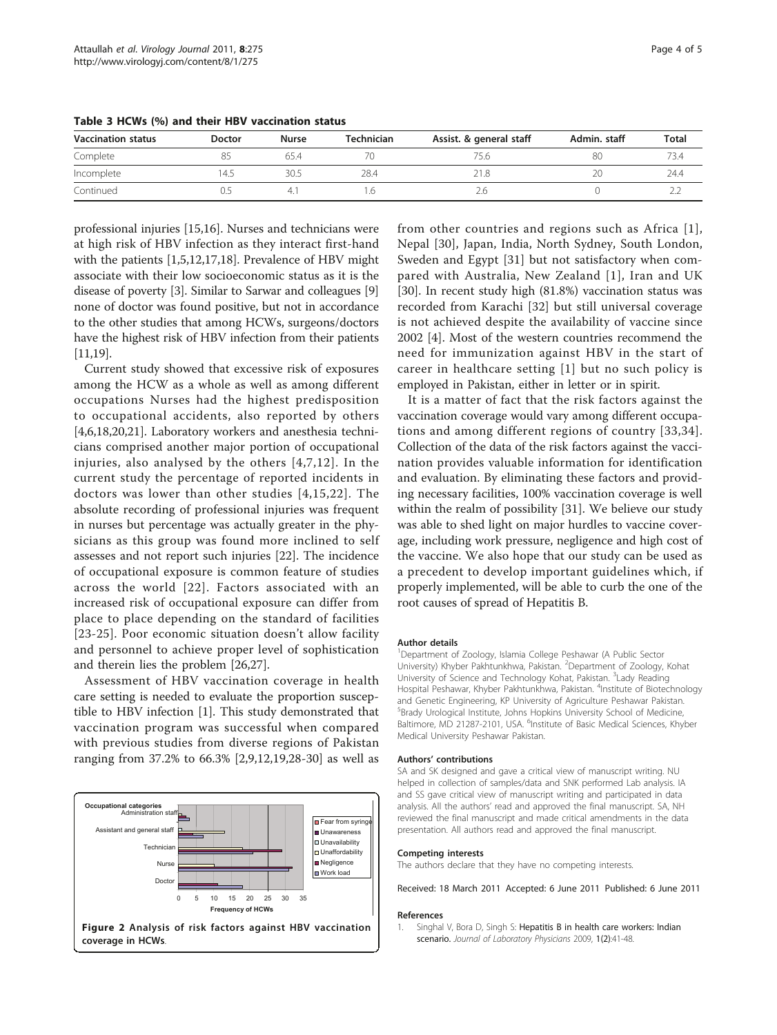**Table 3 HCWs (%) and their HBV vaccination status**

| Vaccination status | Doctor | Nurse | Technician | Assist. & general staff | Admin. staff | Total |
|---|---|---|---|---|---|---|
| Complete | 85 | 65.4 | 70 | 75.6 | 80 | 73.4 |
| Incomplete | 14.5 | 30.5 | 28.4 | 21.8 | 20 | 24.4 |
| Continued | 0.5 | 4.1 | 1.6 | 2.6 | 0 | 2.2 |

professional injuries [15,16]. Nurses and technicians were at high risk of HBV infection as they interact first-hand with the patients [1,5,12,17,18]. Prevalence of HBV might associate with their low socioeconomic status as it is the disease of poverty [3]. Similar to Sarwar and colleagues [9] none of doctor was found positive, but not in accordance to the other studies that among HCWs, surgeons/doctors have the highest risk of HBV infection from their patients [11,19].

Current study showed that excessive risk of exposures among the HCW as a whole as well as among different occupations Nurses had the highest predisposition to occupational accidents, also reported by others [4,6,18,20,21]. Laboratory workers and anesthesia technicians comprised another major portion of occupational injuries, also analysed by the others [4,7,12]. In the current study the percentage of reported incidents in doctors was lower than other studies [4,15,22]. The absolute recording of professional injuries was frequent in nurses but percentage was actually greater in the physicians as this group was found more inclined to self assesses and not report such injuries [22]. The incidence of occupational exposure is common feature of studies across the world [22]. Factors associated with an increased risk of occupational exposure can differ from place to place depending on the standard of facilities [23-25]. Poor economic situation doesn't allow facility and personnel to achieve proper level of sophistication and therein lies the problem [26,27].

Assessment of HBV vaccination coverage in health care setting is needed to evaluate the proportion susceptible to HBV infection [1]. This study demonstrated that vaccination program was successful when compared with previous studies from diverse regions of Pakistan ranging from 37.2% to 66.3% [2,9,12,19,28-30] as well as from other countries and regions such as Africa [1], Nepal [30], Japan, India, North Sydney, South London, Sweden and Egypt [31] but not satisfactory when compared with Australia, New Zealand [1], Iran and UK [30]. In recent study high (81.8%) vaccination status was recorded from Karachi [32] but still universal coverage is not achieved despite the availability of vaccine since 2002 [4]. Most of the western countries recommend the need for immunization against HBV in the start of career in healthcare setting [1] but no such policy is employed in Pakistan, either in letter or in spirit.

It is a matter of fact that the risk factors against the vaccination coverage would vary among different occupations and among different regions of country [33,34]. Collection of the data of the risk factors against the vaccination provides valuable information for identification and evaluation. By eliminating these factors and providing necessary facilities, 100% vaccination coverage is well within the realm of possibility [31]. We believe our study was able to shed light on major hurdles to vaccine coverage, including work pressure, negligence and high cost of the vaccine. We also hope that our study can be used as a precedent to develop important guidelines which, if properly implemented, will be able to curb the one of the root causes of spread of Hepatitis B.

**Figure 2 Analysis of risk factors against HBV vaccination coverage in HCWs.**

#### Author details

[1]Department of Zoology, Islamia College Peshawar (A Public Sector University) Khyber Pakhtunkhwa, Pakistan. [2]Department of Zoology, Kohat University of Science and Technology Kohat, Pakistan. [3]Lady Reading Hospital Peshawar, Khyber Pakhtunkhwa, Pakistan. [4]Institute of Biotechnology and Genetic Engineering, KP University of Agriculture Peshawar Pakistan. [5]Brady Urological Institute, Johns Hopkins University School of Medicine, Baltimore, MD 21287-2101, USA. [6]Institute of Basic Medical Sciences, Khyber Medical University Peshawar Pakistan.

#### Authors' contributions

SA and SK designed and gave a critical view of manuscript writing. NU helped in collection of samples/data and SNK performed Lab analysis. IA and SS gave critical view of manuscript writing and participated in data analysis. All the authors' read and approved the final manuscript. SA, NH reviewed the final manuscript and made critical amendments in the data presentation. All authors read and approved the final manuscript.

#### Competing interests

The authors declare that they have no competing interests.

Received: 18 March 2011 Accepted: 6 June 2011 Published: 6 June 2011

#### References

1. Singhal V, Bora D, Singh S: **Hepatitis B in health care workers: Indian scenario.** *Journal of Laboratory Physicians* 2009, **1(2)**:41-48.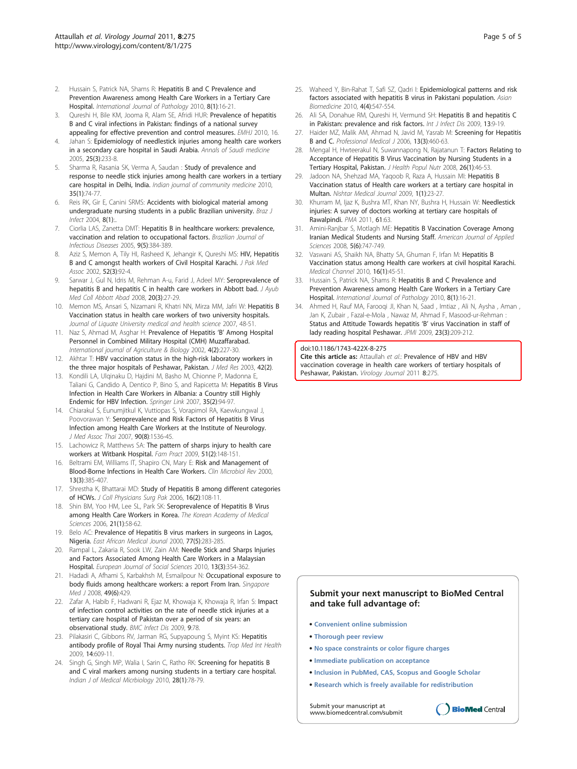2. Hussain S, Patrick NA, Shams R: **Hepatitis B and C Prevalence and Prevention Awareness among Health Care Workers in a Tertiary Care Hospital.** *International Journal of Pathology* 2010, 8(1):16-21.
3. Qureshi H, Bile KM, Jooma R, Alam SE, Afridi HUR: **Prevalence of hepatitis B and C viral infections in Pakistan: findings of a national survey appealing for effective prevention and control measures.** *EMHJ* 2010, 16.
4. Jahan S: **Epidemiology of needlestick injuries among health care workers in a secondary care hospital in Saudi Arabia.** *Annals of Saudi medicine* 2005, 25(3):233-8.
5. Sharma R, Rasania SK, Verma A, Saudan : **Study of prevalence and response to needle stick injuries among health care workers in a tertiary care hospital in Delhi, India.** *Indian journal of community medicine* 2010, 35(1):74-77.
6. Reis RK, Gir E, Canini SRMS: **Accidents with biological material among undergraduate nursing students in a public Brazilian university.** *Braz J Infect* 2004, 8(1):.
7. Ciorlia LAS, Zanetta DMT: **Hepatitis B in healthcare workers: prevalence, vaccination and relation to occupational factors.** *Brazilian Journal of Infectious Diseases* 2005, 9(5):384-389.
8. Aziz S, Memon A, Tily HI, Rasheed K, Jehangir K, Qureshi MS: **HIV, Hepatitis B and C amongst health workers of Civil Hospital Karachi.** *J Pak Med Assoc* 2002, 52(3):92-4.
9. Sarwar J, Gul N, Idris M, Rehman A-u, Farid J, Adeel MY: **Seroprevalence of hepatitis B and hepatitis C in health care workers in Abbott bad.** *J Ayub Med Coll Abbott Abad* 2008, 20(3):27-29.
10. Memon MS, Ansari S, Nizamani R, Khatri NN, Mirza MM, Jafri W: **Hepatitis B Vaccination status in health care workers of two university hospitals.** *Journal of Liquate University medical and health science* 2007, 48-51.
11. Naz S, Ahmad M, Asghar H: **Prevalence of Hepatitis 'B' Among Hospital Personnel in Combined Military Hospital (CMH) Muzaffarabad.** *International journal of Agriculture & Biology* 2002, 4(2):227-30.
12. Akhtar T: **HBV vaccination status in the high-risk laboratory workers in the three major hospitals of Peshawar, Pakistan.** *J Med Res* 2003, 42(2).
13. Kondili LA, Ulqinaku D, Hajdini M, Basho M, Chionne P, Madonna E, Taliani G, Candido A, Dentico P, Bino S, and Rapicetta M: **Hepatitis B Virus Infection in Health Care Workers in Albania: a Country still Highly Endemic for HBV Infection.** *Springer Link* 2007, 35(2):94-97.
14. Chiarakul S, Eunumjitkul K, Vuttiopas S, Vorapimol RA, Kaewkungwal J, Poovorawan Y: **Seroprevalence and Risk Factors of Hepatitis B Virus Infection among Health Care Workers at the Institute of Neurology.** *J Med Assoc Thai* 2007, 90(8):1536-45.
15. Lachowicz R, Matthews SA: **The pattern of sharps injury to health care workers at Witbank Hospital.** *Fam Pract* 2009, 51(2):148-151.
16. Beltrami EM, Williams IT, Shapiro CN, Mary E: **Risk and Management of Blood-Borne Infections in Health Care Workers.** *Clin Microbiol Rev* 2000, 13(3):385-407.
17. Shrestha K, Bhattarai MD: **Study of Hepatitis B among different categories of HCWs.** *J Coll Physicians Surg Pak* 2006, 16(2):108-11.
18. Shin BM, Yoo HM, Lee SL, Park SK: **Seroprevalence of Hepatitis B Virus among Health Care Workers in Korea.** *The Korean Academy of Medical Sciences* 2006, 21(1):58-62.
19. Belo AC: **Prevalence of Hepatitis B virus markers in surgeons in Lagos, Nigeria.** *East African Medical Journal* 2000, 77(5):283-285.
20. Rampal L, Zakaria R, Sook LW, Zain AM: **Needle Stick and Sharps Injuries and Factors Associated Among Health Care Workers in a Malaysian Hospital.** *European Journal of Social Sciences* 2010, 13(3):354-362.
21. Hadadi A, Afhami S, Karbakhsh M, Esmailpour N: **Occupational exposure to body fluids among healthcare workers: a report From Iran.** *Singapore Med J* 2008, 49(6):429.
22. Zafar A, Habib F, Hadwani R, Ejaz M, Khowaja K, Khowaja R, Irfan S: **Impact of infection control activities on the rate of needle stick injuries at a tertiary care hospital of Pakistan over a period of six years: an observational study.** *BMC Infect Dis* 2009, 9:78.
23. Pilakasiri C, Gibbons RV, Jarman RG, Supyapoung S, Myint KS: **Hepatitis antibody profile of Royal Thai Army nursing students.** *Trop Med Int Health* 2009, 14:609-11.
24. Singh G, Singh MP, Walia I, Sarin C, Ratho RK: **Screening for hepatitis B and C viral markers among nursing students in a tertiary care hospital.** *Indian J of Medical Micrbiology* 2010, 28(1):78-79.
25. Waheed Y, Bin-Rahat T, Safi SZ, Qadri I: **Epidemiological patterns and risk factors associated with hepatitis B virus in Pakistani population.** *Asian Biomedicine* 2010, 4(4):547-554.
26. Ali SA, Donahue RM, Qureshi H, Vermund SH: **Hepatitis B and hepatitis C in Pakistan: prevalence and risk factors.** *Int J Infect Dis* 2009, 13:9-19.
27. Haider MZ, Malik AM, Ahmad N, Javid M, Yasrab M: **Screening for Hepatitis B and C.** *Professional Medical J* 2006, 13(3):460-63.
28. Mengal H, Hwteerakul N, Suwannapong N, Rajatanun T: **Factors Relating to Acceptance of Hepatitis B Virus Vaccination by Nursing Students in a Tertiary Hospital, Pakistan.** *J Health Popul Nutr* 2008, 26(1):46-53.
29. Jadoon NA, Shehzad MA, Yaqoob R, Raza A, Hussain MI: **Hepatitis B Vaccination status of Health care workers at a tertiary care hospital in Multan.** *Nishtar Medical Journal* 2009, 1(1):23-27.
30. Khurram M, Ijaz K, Bushra MT, Khan NY, Bushra H, Hussain W: **Needlestick injuries: A survey of doctors working at tertiary care hospitals of Rawalpindi.** *PMA* 2011, 61:63.
31. Amini-Ranjbar S, Motlagh ME: **Hepatitis B Vaccination Coverage Among Iranian Medical Students and Nursing Staff.** *American Journal of Applied Sciences* 2008, 5(6):747-749.
32. Vaswani AS, Shaikh NA, Bhatty SA, Ghuman F, Irfan M: **Hepatitis B Vaccination status among Health care workers at civil hospital Karachi.** *Medical Channel* 2010, 16(1):45-51.
33. Hussain S, Patrick NA, Shams R: **Hepatitis B and C Prevalence and Prevention Awareness among Health Care Workers in a Tertiary Care Hospital.** *International Journal of Pathology* 2010, 8(1):16-21.
34. Ahmed H, Rauf MA, Farooqi JI, Khan N, Saad , Imtiaz , Ali N, Aysha , Aman , Jan K, Zubair , Fazal-e-Mola , Nawaz M, Ahmad F, Masood-ur-Rehman : **Status and Attitude Towards hepatitis 'B' virus Vaccination in staff of lady reading hospital Peshawar.** *JPMI* 2009, 23(3):209-212.

doi:10.1186/1743-422X-8-275

**Cite this article as:** Attaullah *et al.*: Prevalence of HBV and HBV vaccination coverage in health care workers of tertiary hospitals of Peshawar, Pakistan. *Virology Journal* 2011 **8**:275.

**Submit your next manuscript to BioMed Central and take full advantage of:**

- **Convenient online submission**
- **Thorough peer review**
- **No space constraints or color figure charges**
- **Immediate publication on acceptance**
- **Inclusion in PubMed, CAS, Scopus and Google Scholar**
- **Research which is freely available for redistribution**

Submit your manuscript at
www.biomedcentral.com/submit

BioMed Central